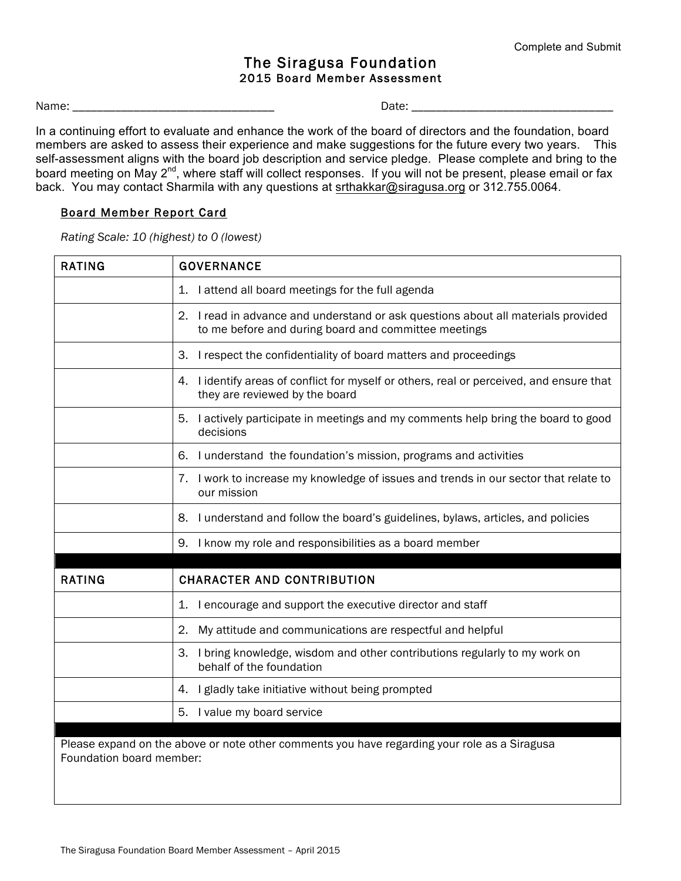Complete and Submit

# The Siragusa Foundation

## 2015 Board Member Assessment

Name: ________________________________ Date: ________________________________

In a continuing effort to evaluate and enhance the work of the board of directors and the foundation, board members are asked to assess their experience and make suggestions for the future every two years. This self-assessment aligns with the board job description and service pledge. Please complete and bring to the board meeting on May 2nd, where staff will collect responses. If you will not be present, please email or fax back. You may contact Sharmila with any questions at srthakkar@siragusa.org or 312.755.0064.

### Board Member Report Card

*Rating Scale: 10 (highest) to 0 (lowest)*

| RATING | GOVERNANCE |
|---|---|
| | 1. I attend all board meetings for the full agenda |
| | 2. I read in advance and understand or ask questions about all materials provided to me before and during board and committee meetings |
| | 3. I respect the confidentiality of board matters and proceedings |
| | 4. I identify areas of conflict for myself or others, real or perceived, and ensure that they are reviewed by the board |
| | 5. I actively participate in meetings and my comments help bring the board to good decisions |
| | 6. I understand the foundation's mission, programs and activities |
| | 7. I work to increase my knowledge of issues and trends in our sector that relate to our mission |
| | 8. I understand and follow the board's guidelines, bylaws, articles, and policies |
| | 9. I know my role and responsibilities as a board member |

| RATING | CHARACTER AND CONTRIBUTION |
|---|---|
| | 1. I encourage and support the executive director and staff |
| | 2. My attitude and communications are respectful and helpful |
| | 3. I bring knowledge, wisdom and other contributions regularly to my work on behalf of the foundation |
| | 4. I gladly take initiative without being prompted |
| | 5. I value my board service |

Please expand on the above or note other comments you have regarding your role as a Siragusa Foundation board member: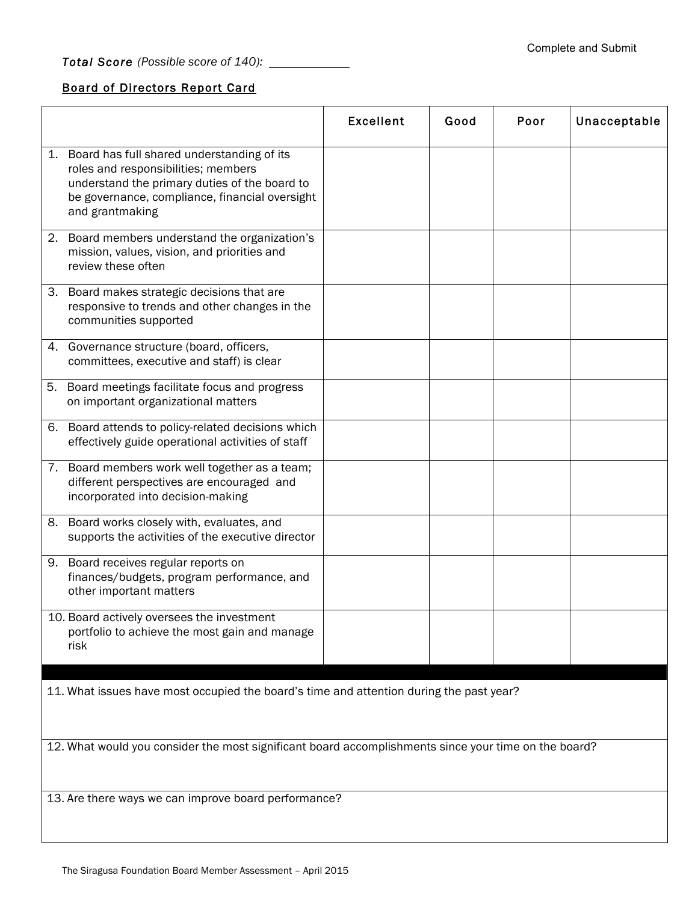Complete and Submit

***Total Score*** *(Possible score of 140):* ____________

**Board of Directors Report Card**

| | Excellent | Good | Poor | Unacceptable |
|---|---|---|---|---|
| 1. Board has full shared understanding of its roles and responsibilities; members understand the primary duties of the board to be governance, compliance, financial oversight and grantmaking | | | | |
| 2. Board members understand the organization's mission, values, vision, and priorities and review these often | | | | |
| 3. Board makes strategic decisions that are responsive to trends and other changes in the communities supported | | | | |
| 4. Governance structure (board, officers, committees, executive and staff) is clear | | | | |
| 5. Board meetings facilitate focus and progress on important organizational matters | | | | |
| 6. Board attends to policy-related decisions which effectively guide operational activities of staff | | | | |
| 7. Board members work well together as a team; different perspectives are encouraged and incorporated into decision-making | | | | |
| 8. Board works closely with, evaluates, and supports the activities of the executive director | | | | |
| 9. Board receives regular reports on finances/budgets, program performance, and other important matters | | | | |
| 10. Board actively oversees the investment portfolio to achieve the most gain and manage risk | | | | |

11. What issues have most occupied the board's time and attention during the past year?

12. What would you consider the most significant board accomplishments since your time on the board?

13. Are there ways we can improve board performance?

The Siragusa Foundation Board Member Assessment – April 2015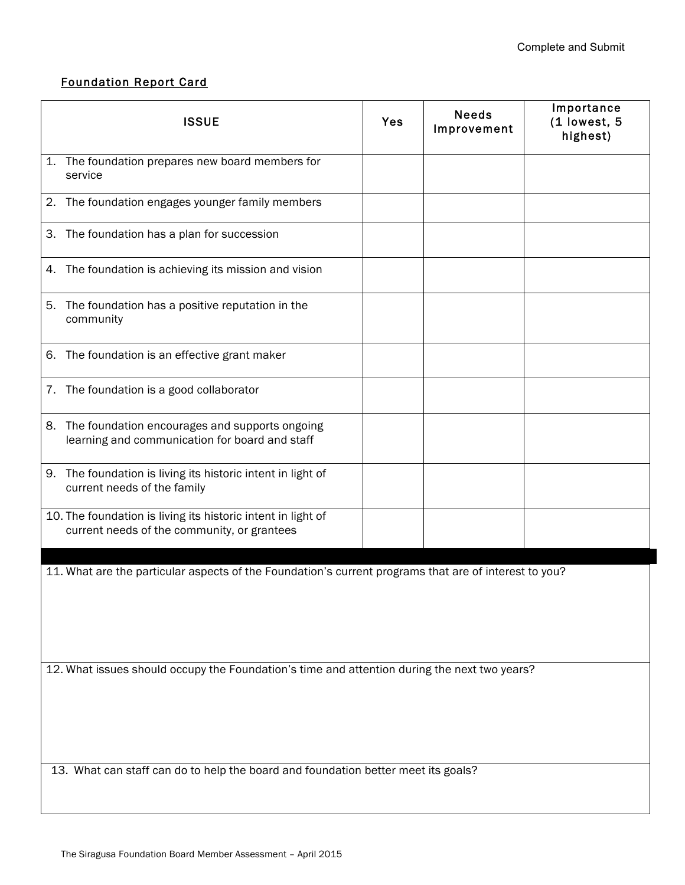Complete and Submit

## Foundation Report Card

| ISSUE | Yes | Needs Improvement | Importance (1 lowest, 5 highest) |
|---|---|---|---|
| 1. The foundation prepares new board members for service | | | |
| 2. The foundation engages younger family members | | | |
| 3. The foundation has a plan for succession | | | |
| 4. The foundation is achieving its mission and vision | | | |
| 5. The foundation has a positive reputation in the community | | | |
| 6. The foundation is an effective grant maker | | | |
| 7. The foundation is a good collaborator | | | |
| 8. The foundation encourages and supports ongoing learning and communication for board and staff | | | |
| 9. The foundation is living its historic intent in light of current needs of the family | | | |
| 10. The foundation is living its historic intent in light of current needs of the community, or grantees | | | |

11. What are the particular aspects of the Foundation's current programs that are of interest to you?

12. What issues should occupy the Foundation's time and attention during the next two years?

13. What can staff can do to help the board and foundation better meet its goals?

The Siragusa Foundation Board Member Assessment – April 2015